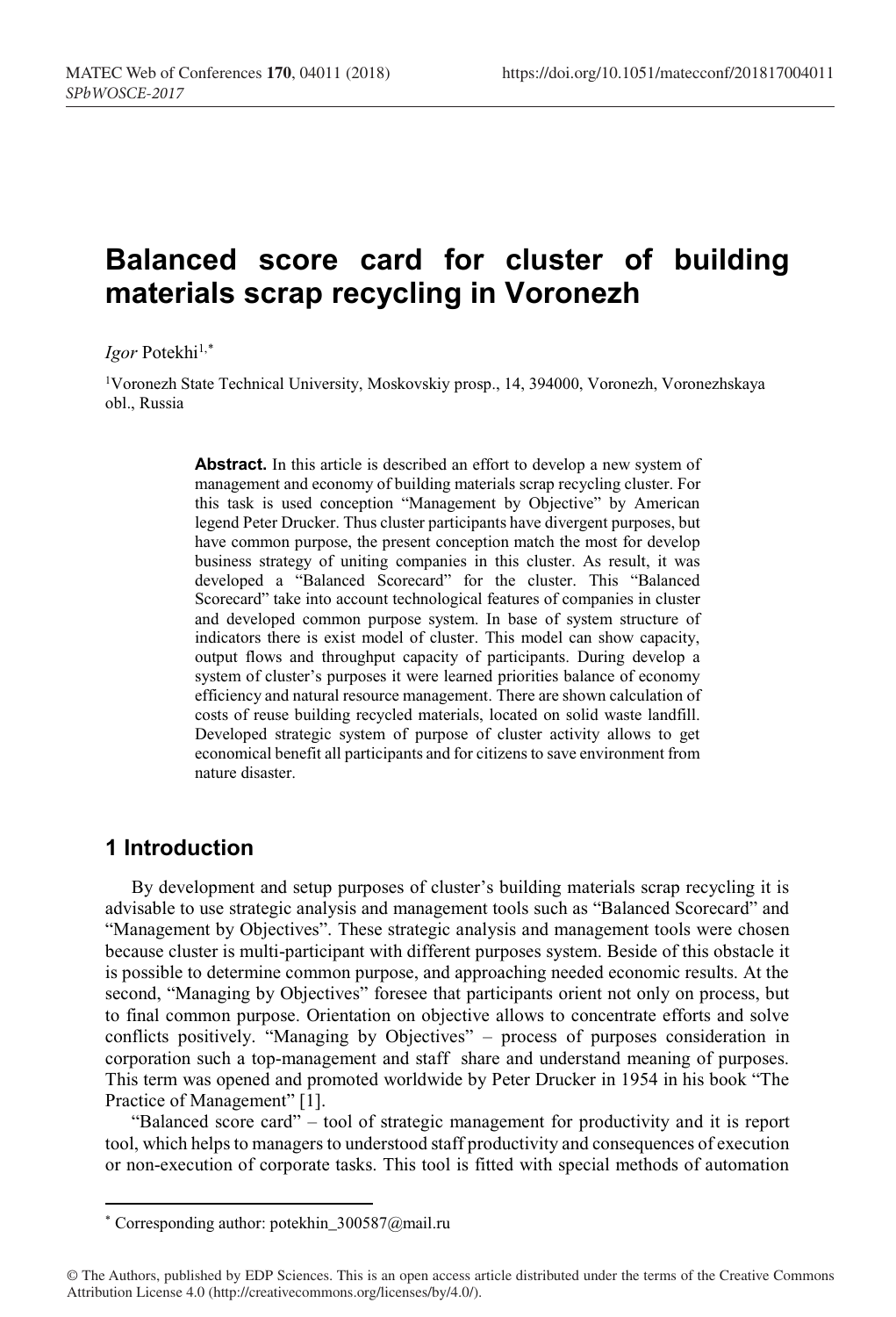# Balanced score card for cluster of building materials scrap recycling in Voronezh

*Igor* Potekhi[1,*]

[1]Voronezh State Technical University, Moskovskiy prosp., 14, 394000, Voronezh, Voronezhskaya obl., Russia

**Abstract.** In this article is described an effort to develop a new system of management and economy of building materials scrap recycling cluster. For this task is used conception "Management by Objective" by American legend Peter Drucker. Thus cluster participants have divergent purposes, but have common purpose, the present conception match the most for develop business strategy of uniting companies in this cluster. As result, it was developed a "Balanced Scorecard" for the cluster. This "Balanced Scorecard" take into account technological features of companies in cluster and developed common purpose system. In base of system structure of indicators there is exist model of cluster. This model can show capacity, output flows and throughput capacity of participants. During develop a system of cluster's purposes it were learned priorities balance of economy efficiency and natural resource management. There are shown calculation of costs of reuse building recycled materials, located on solid waste landfill. Developed strategic system of purpose of cluster activity allows to get economical benefit all participants and for citizens to save environment from nature disaster.

## 1 Introduction

By development and setup purposes of cluster's building materials scrap recycling it is advisable to use strategic analysis and management tools such as "Balanced Scorecard" and "Management by Objectives". These strategic analysis and management tools were chosen because cluster is multi-participant with different purposes system. Beside of this obstacle it is possible to determine common purpose, and approaching needed economic results. At the second, "Managing by Objectives" foresee that participants orient not only on process, but to final common purpose. Orientation on objective allows to concentrate efforts and solve conflicts positively. "Managing by Objectives" – process of purposes consideration in corporation such a top-management and staff share and understand meaning of purposes. This term was opened and promoted worldwide by Peter Drucker in 1954 in his book "The Practice of Management" [1].

"Balanced score card" – tool of strategic management for productivity and it is report tool, which helps to managers to understood staff productivity and consequences of execution or non-execution of corporate tasks. This tool is fitted with special methods of automation

---

* Corresponding author: potekhin_300587@mail.ru

© The Authors, published by EDP Sciences. This is an open access article distributed under the terms of the Creative Commons Attribution License 4.0 (http://creativecommons.org/licenses/by/4.0/).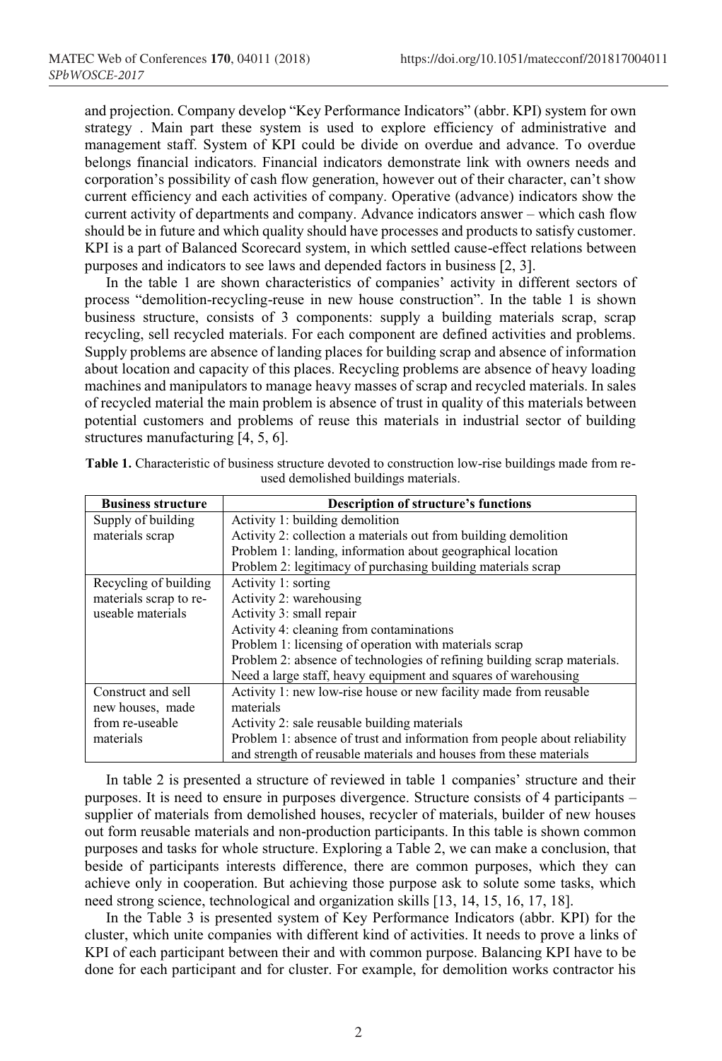and projection. Company develop "Key Performance Indicators" (abbr. KPI) system for own strategy . Main part these system is used to explore efficiency of administrative and management staff. System of KPI could be divide on overdue and advance. To overdue belongs financial indicators. Financial indicators demonstrate link with owners needs and corporation's possibility of cash flow generation, however out of their character, can't show current efficiency and each activities of company. Operative (advance) indicators show the current activity of departments and company. Advance indicators answer – which cash flow should be in future and which quality should have processes and products to satisfy customer. KPI is a part of Balanced Scorecard system, in which settled cause-effect relations between purposes and indicators to see laws and depended factors in business [2, 3].

In the table 1 are shown characteristics of companies' activity in different sectors of process "demolition-recycling-reuse in new house construction". In the table 1 is shown business structure, consists of 3 components: supply a building materials scrap, scrap recycling, sell recycled materials. For each component are defined activities and problems. Supply problems are absence of landing places for building scrap and absence of information about location and capacity of this places. Recycling problems are absence of heavy loading machines and manipulators to manage heavy masses of scrap and recycled materials. In sales of recycled material the main problem is absence of trust in quality of this materials between potential customers and problems of reuse this materials in industrial sector of building structures manufacturing [4, 5, 6].

**Table 1.** Characteristic of business structure devoted to construction low-rise buildings made from re-used demolished buildings materials.

| Business structure | Description of structure's functions |
|---|---|
| Supply of building materials scrap | Activity 1: building demolition<br>Activity 2: collection a materials out from building demolition<br>Problem 1: landing, information about geographical location<br>Problem 2: legitimacy of purchasing building materials scrap |
| Recycling of building materials scrap to re-useable materials | Activity 1: sorting<br>Activity 2: warehousing<br>Activity 3: small repair<br>Activity 4: cleaning from contaminations<br>Problem 1: licensing of operation with materials scrap<br>Problem 2: absence of technologies of refining building scrap materials. Need a large staff, heavy equipment and squares of warehousing |
| Construct and sell new houses, made from re-useable materials | Activity 1: new low-rise house or new facility made from reusable materials<br>Activity 2: sale reusable building materials<br>Problem 1: absence of trust and information from people about reliability and strength of reusable materials and houses from these materials |

In table 2 is presented a structure of reviewed in table 1 companies' structure and their purposes. It is need to ensure in purposes divergence. Structure consists of 4 participants – supplier of materials from demolished houses, recycler of materials, builder of new houses out form reusable materials and non-production participants. In this table is shown common purposes and tasks for whole structure. Exploring a Table 2, we can make a conclusion, that beside of participants interests difference, there are common purposes, which they can achieve only in cooperation. But achieving those purpose ask to solute some tasks, which need strong science, technological and organization skills [13, 14, 15, 16, 17, 18].

In the Table 3 is presented system of Key Performance Indicators (abbr. KPI) for the cluster, which unite companies with different kind of activities. It needs to prove a links of KPI of each participant between their and with common purpose. Balancing KPI have to be done for each participant and for cluster. For example, for demolition works contractor his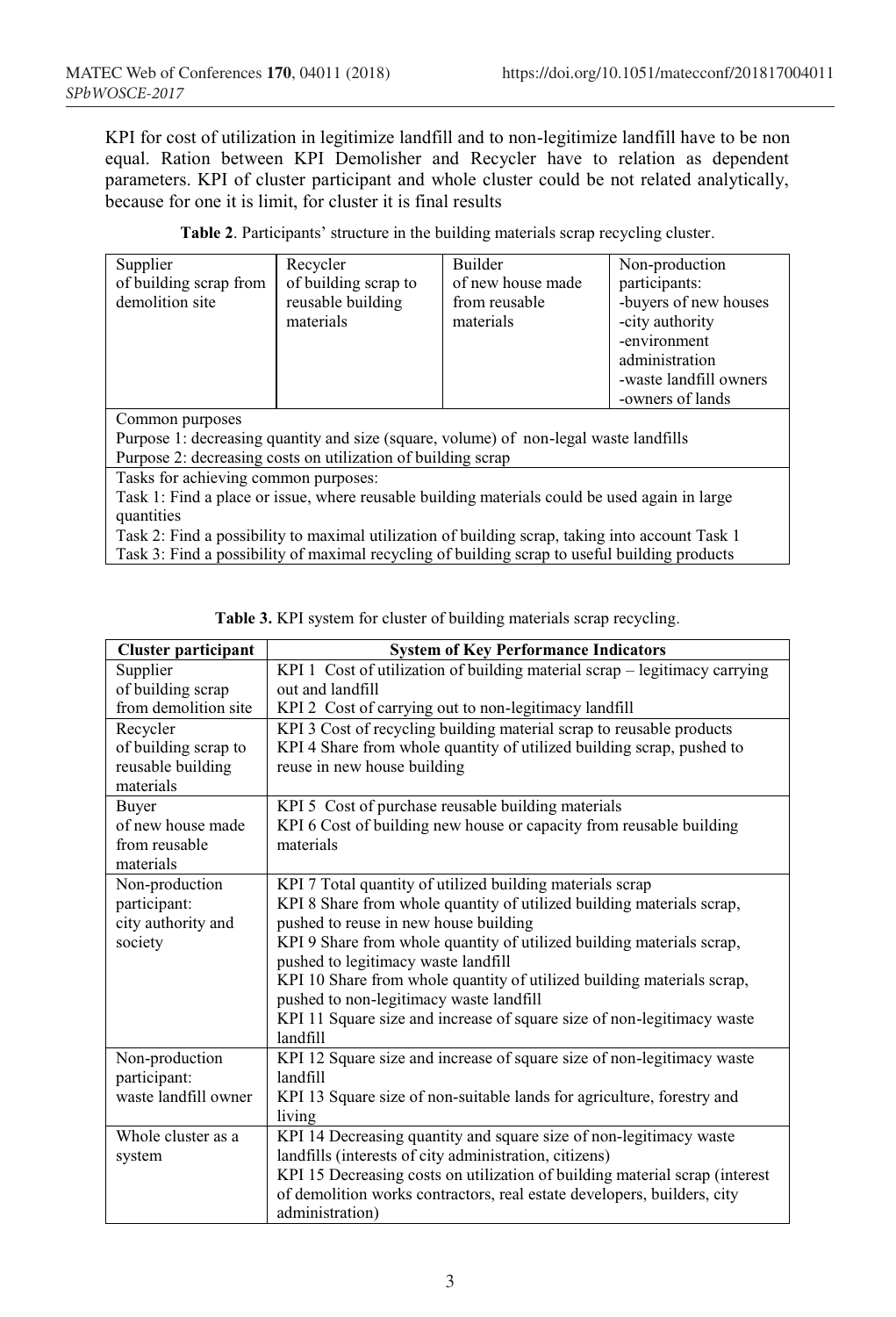KPI for cost of utilization in legitimize landfill and to non-legitimize landfill have to be non equal. Ration between KPI Demolisher and Recycler have to relation as dependent parameters. KPI of cluster participant and whole cluster could be not related analytically, because for one it is limit, for cluster it is final results

**Table 2**. Participants' structure in the building materials scrap recycling cluster.

| Supplier of building scrap from demolition site | Recycler of building scrap to reusable building materials | Builder of new house made from reusable materials | Non-production participants: -buyers of new houses -city authority -environment administration -waste landfill owners -owners of lands |
|---|---|---|---|
| Common purposes<br>Purpose 1: decreasing quantity and size (square, volume) of non-legal waste landfills<br>Purpose 2: decreasing costs on utilization of building scrap | | | |
| Tasks for achieving common purposes:<br>Task 1: Find a place or issue, where reusable building materials could be used again in large quantities<br>Task 2: Find a possibility to maximal utilization of building scrap, taking into account Task 1<br>Task 3: Find a possibility of maximal recycling of building scrap to useful building products | | | |

**Table 3.** KPI system for cluster of building materials scrap recycling.

| Cluster participant | System of Key Performance Indicators |
|---|---|
| Supplier of building scrap from demolition site | KPI 1 Cost of utilization of building material scrap – legitimacy carrying out and landfill<br>KPI 2 Cost of carrying out to non-legitimacy landfill |
| Recycler of building scrap to reusable building materials | KPI 3 Cost of recycling building material scrap to reusable products<br>KPI 4 Share from whole quantity of utilized building scrap, pushed to reuse in new house building |
| Buyer of new house made from reusable materials | KPI 5 Cost of purchase reusable building materials<br>KPI 6 Cost of building new house or capacity from reusable building materials |
| Non-production participant: city authority and society | KPI 7 Total quantity of utilized building materials scrap<br>KPI 8 Share from whole quantity of utilized building materials scrap, pushed to reuse in new house building<br>KPI 9 Share from whole quantity of utilized building materials scrap, pushed to legitimacy waste landfill<br>KPI 10 Share from whole quantity of utilized building materials scrap, pushed to non-legitimacy waste landfill<br>KPI 11 Square size and increase of square size of non-legitimacy waste landfill |
| Non-production participant: waste landfill owner | KPI 12 Square size and increase of square size of non-legitimacy waste landfill<br>KPI 13 Square size of non-suitable lands for agriculture, forestry and living |
| Whole cluster as a system | KPI 14 Decreasing quantity and square size of non-legitimacy waste landfills (interests of city administration, citizens)<br>KPI 15 Decreasing costs on utilization of building material scrap (interest of demolition works contractors, real estate developers, builders, city administration) |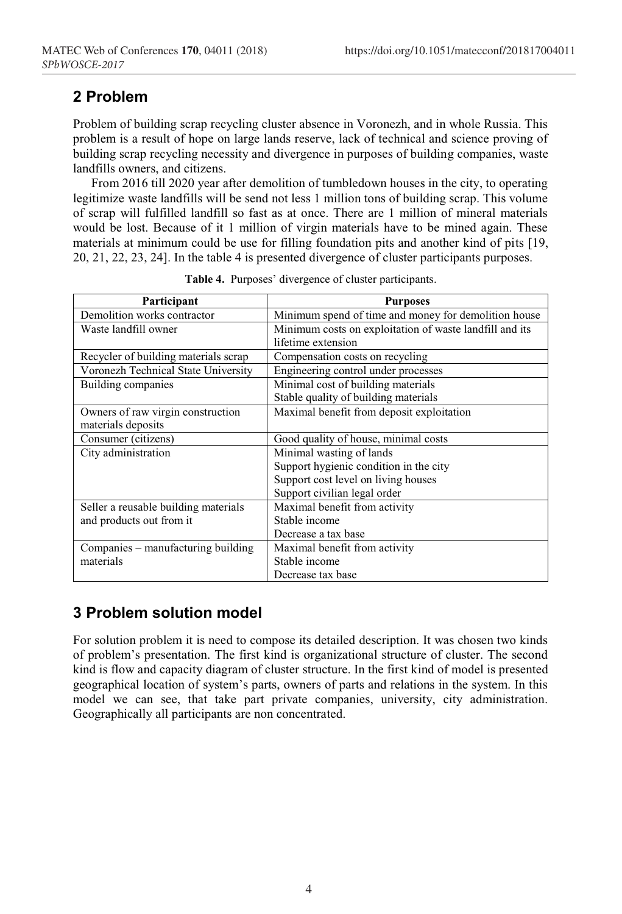## 2 Problem

Problem of building scrap recycling cluster absence in Voronezh, and in whole Russia. This problem is a result of hope on large lands reserve, lack of technical and science proving of building scrap recycling necessity and divergence in purposes of building companies, waste landfills owners, and citizens.

From 2016 till 2020 year after demolition of tumbledown houses in the city, to operating legitimize waste landfills will be send not less 1 million tons of building scrap. This volume of scrap will fulfilled landfill so fast as at once. There are 1 million of mineral materials would be lost. Because of it 1 million of virgin materials have to be mined again. These materials at minimum could be use for filling foundation pits and another kind of pits [19, 20, 21, 22, 23, 24]. In the table 4 is presented divergence of cluster participants purposes.

**Table 4.** Purposes' divergence of cluster participants.

| Participant | Purposes |
|---|---|
| Demolition works contractor | Minimum spend of time and money for demolition house |
| Waste landfill owner | Minimum costs on exploitation of waste landfill and its lifetime extension |
| Recycler of building materials scrap | Compensation costs on recycling |
| Voronezh Technical State University | Engineering control under processes |
| Building companies | Minimal cost of building materials<br>Stable quality of building materials |
| Owners of raw virgin construction materials deposits | Maximal benefit from deposit exploitation |
| Consumer (citizens) | Good quality of house, minimal costs |
| City administration | Minimal wasting of lands<br>Support hygienic condition in the city<br>Support cost level on living houses<br>Support civilian legal order |
| Seller a reusable building materials and products out from it | Maximal benefit from activity<br>Stable income<br>Decrease a tax base |
| Companies – manufacturing building materials | Maximal benefit from activity<br>Stable income<br>Decrease tax base |

## 3 Problem solution model

For solution problem it is need to compose its detailed description. It was chosen two kinds of problem's presentation. The first kind is organizational structure of cluster. The second kind is flow and capacity diagram of cluster structure. In the first kind of model is presented geographical location of system's parts, owners of parts and relations in the system. In this model we can see, that take part private companies, university, city administration. Geographically all participants are non concentrated.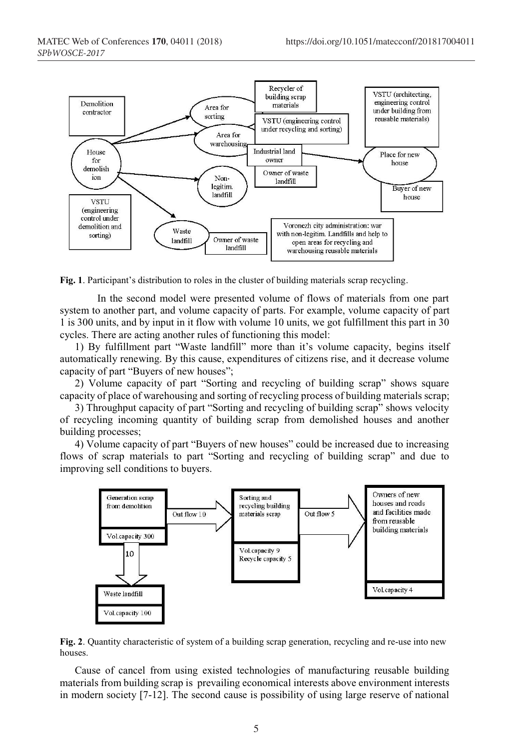**Fig. 1**. Participant's distribution to roles in the cluster of building materials scrap recycling.

In the second model were presented volume of flows of materials from one part system to another part, and volume capacity of parts. For example, volume capacity of part 1 is 300 units, and by input in it flow with volume 10 units, we got fulfillment this part in 30 cycles. There are acting another rules of functioning this model:

1) By fulfillment part "Waste landfill" more than it's volume capacity, begins itself automatically renewing. By this cause, expenditures of citizens rise, and it decrease volume capacity of part "Buyers of new houses";

2) Volume capacity of part "Sorting and recycling of building scrap" shows square capacity of place of warehousing and sorting of recycling process of building materials scrap;

3) Throughput capacity of part "Sorting and recycling of building scrap" shows velocity of recycling incoming quantity of building scrap from demolished houses and another building processes;

4) Volume capacity of part "Buyers of new houses" could be increased due to increasing flows of scrap materials to part "Sorting and recycling of building scrap" and due to improving sell conditions to buyers.

**Fig. 2**. Quantity characteristic of system of a building scrap generation, recycling and re-use into new houses.

Cause of cancel from using existed technologies of manufacturing reusable building materials from building scrap is prevailing economical interests above environment interests in modern society [7-12]. The second cause is possibility of using large reserve of national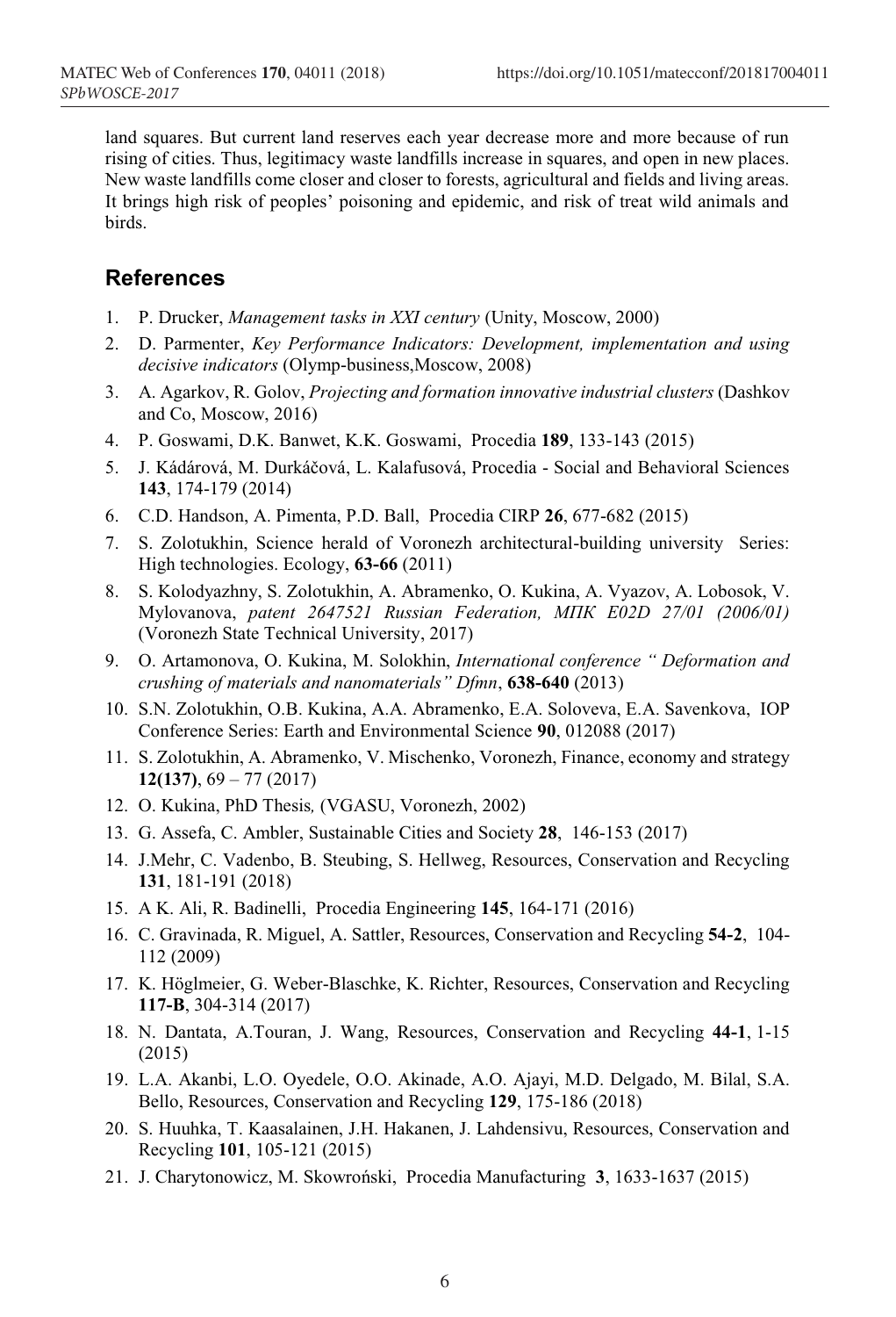land squares. But current land reserves each year decrease more and more because of run rising of cities. Thus, legitimacy waste landfills increase in squares, and open in new places. New waste landfills come closer and closer to forests, agricultural and fields and living areas. It brings high risk of peoples' poisoning and epidemic, and risk of treat wild animals and birds.

## References

1. P. Drucker, *Management tasks in XXI century* (Unity, Moscow, 2000)
2. D. Parmenter, *Key Performance Indicators: Development, implementation and using decisive indicators* (Olymp-business,Moscow, 2008)
3. A. Agarkov, R. Golov, *Projecting and formation innovative industrial clusters* (Dashkov and Co, Moscow, 2016)
4. P. Goswami, D.K. Banwet, K.K. Goswami, Procedia **189**, 133-143 (2015)
5. J. Kádárová, M. Durkáčová, L. Kalafusová, Procedia - Social and Behavioral Sciences **143**, 174-179 (2014)
6. C.D. Handson, A. Pimenta, P.D. Ball, Procedia CIRP **26**, 677-682 (2015)
7. S. Zolotukhin, Science herald of Voronezh architectural-building university Series: High technologies. Ecology, **63-66** (2011)
8. S. Kolodyazhny, S. Zolotukhin, A. Abramenko, O. Kukina, A. Vyazov, A. Lobosok, V. Mylovanova, *patent 2647521 Russian Federation, МПК E02D 27/01 (2006/01)* (Voronezh State Technical University, 2017)
9. O. Artamonova, O. Kukina, M. Solokhin, *International conference " Deformation and crushing of materials and nanomaterials" Dfmn*, **638-640** (2013)
10. S.N. Zolotukhin, O.B. Kukina, A.A. Abramenko, E.A. Soloveva, E.A. Savenkova, IOP Conference Series: Earth and Environmental Science **90**, 012088 (2017)
11. S. Zolotukhin, A. Abramenko, V. Mischenko, Voronezh, Finance, economy and strategy **12(137)**, 69 – 77 (2017)
12. O. Kukina, PhD Thesis*,* (VGASU, Voronezh, 2002)
13. G. Assefa, C. Ambler, Sustainable Cities and Society **28**, 146-153 (2017)
14. J.Mehr, C. Vadenbo, B. Steubing, S. Hellweg, Resources, Conservation and Recycling **131**, 181-191 (2018)
15. A K. Ali, R. Badinelli, Procedia Engineering **145**, 164-171 (2016)
16. C. Gravinada, R. Miguel, A. Sattler, Resources, Conservation and Recycling **54-2**, 104-112 (2009)
17. K. Höglmeier, G. Weber-Blaschke, K. Richter, Resources, Conservation and Recycling **117-B**, 304-314 (2017)
18. N. Dantata, A.Touran, J. Wang, Resources, Conservation and Recycling **44-1**, 1-15 (2015)
19. L.A. Akanbi, L.O. Oyedele, O.O. Akinade, A.O. Ajayi, M.D. Delgado, M. Bilal, S.A. Bello, Resources, Conservation and Recycling **129**, 175-186 (2018)
20. S. Huuhka, T. Kaasalainen, J.H. Hakanen, J. Lahdensivu, Resources, Conservation and Recycling **101**, 105-121 (2015)
21. J. Charytonowicz, M. Skowroński, Procedia Manufacturing **3**, 1633-1637 (2015)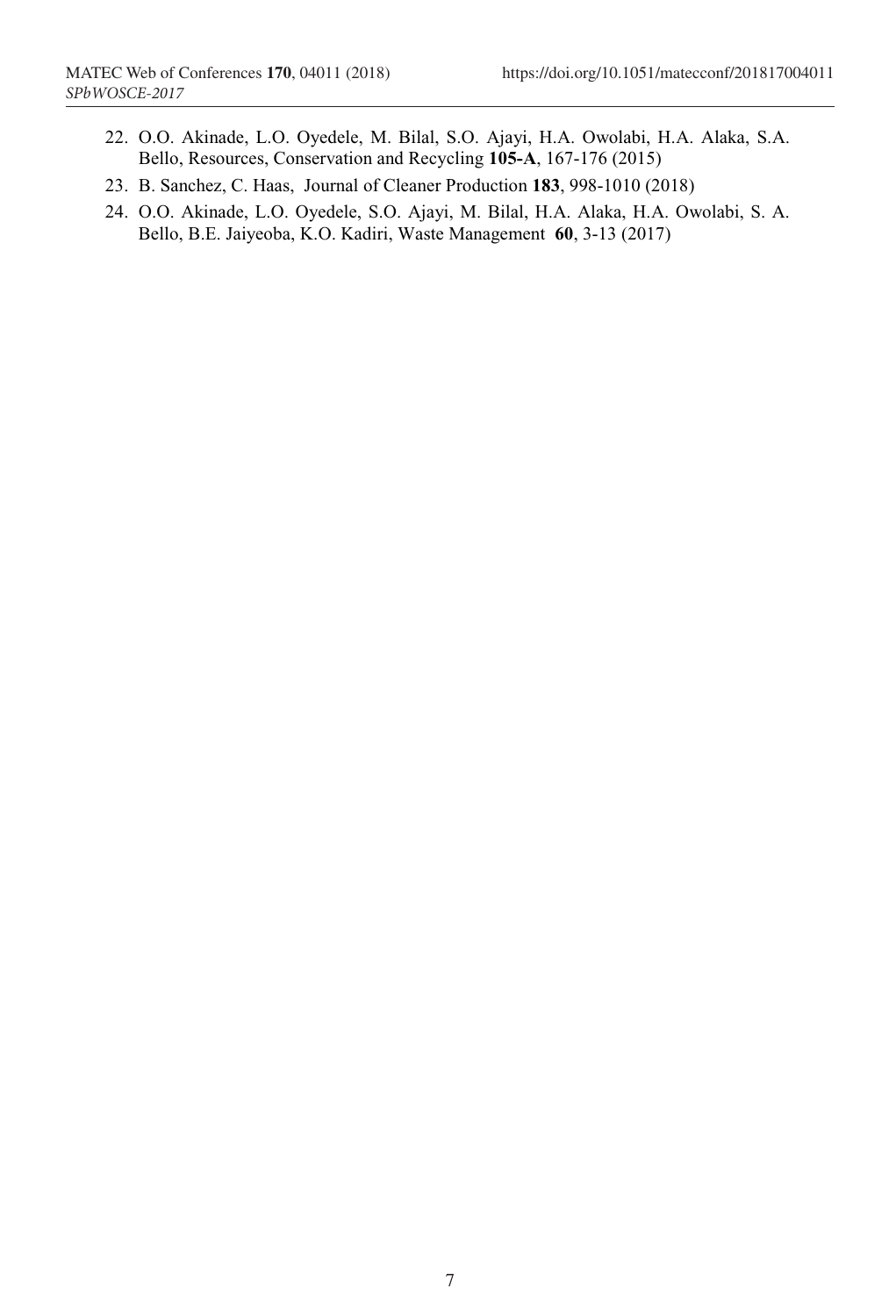22. O.O. Akinade, L.O. Oyedele, M. Bilal, S.O. Ajayi, H.A. Owolabi, H.A. Alaka, S.A. Bello, Resources, Conservation and Recycling **105-A**, 167-176 (2015)
23. B. Sanchez, C. Haas, Journal of Cleaner Production **183**, 998-1010 (2018)
24. O.O. Akinade, L.O. Oyedele, S.O. Ajayi, M. Bilal, H.A. Alaka, H.A. Owolabi, S. A. Bello, B.E. Jaiyeoba, K.O. Kadiri, Waste Management **60**, 3-13 (2017)